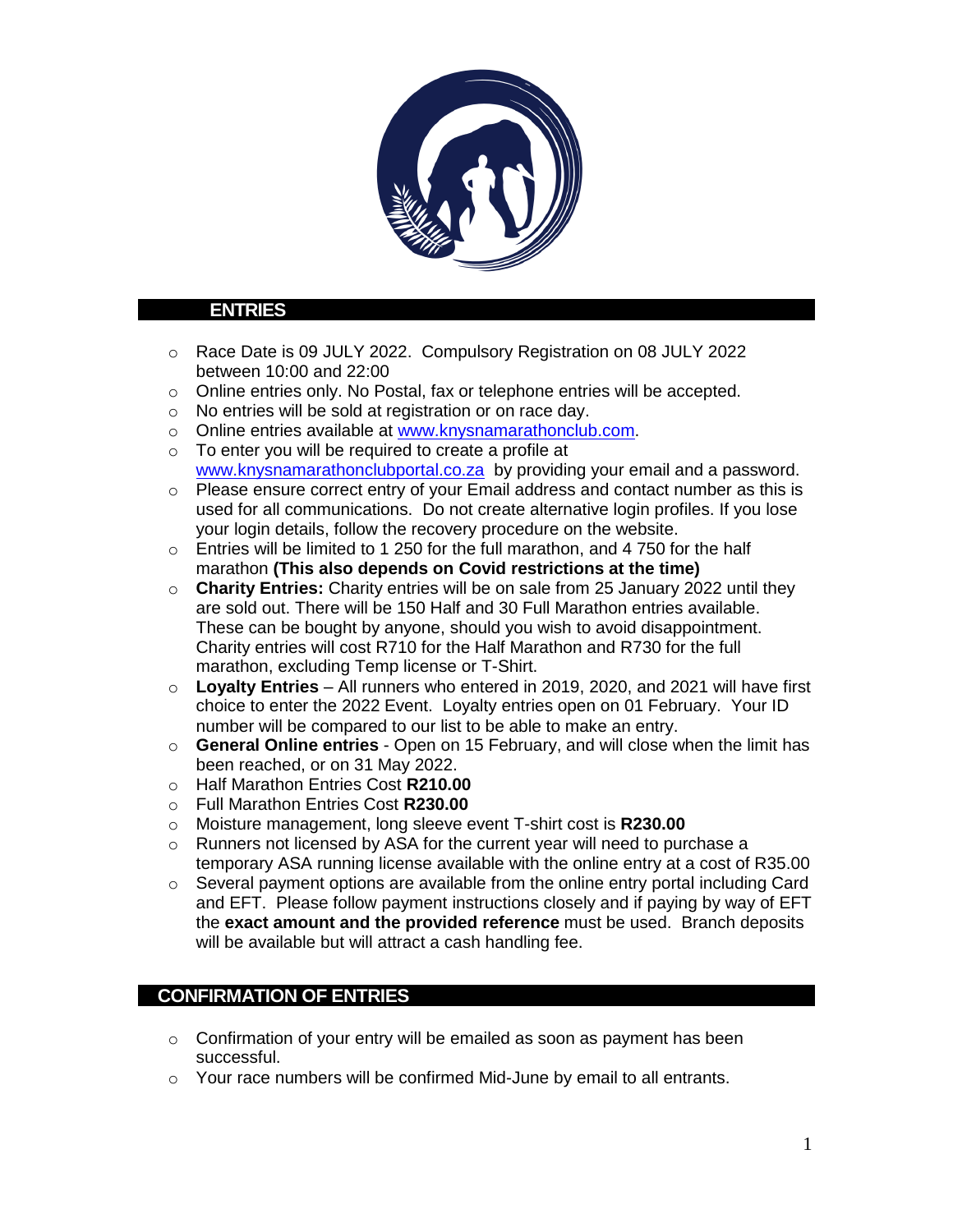## ENTRIES

- Race Date is 09 JULY 2022. Compulsory Registration on 08 JULY 2022 between 10:00 and 22:00
- Online entries only. No Postal, fax or telephone entries will be accepted.
- No entries will be sold at registration or on race day.
- Online entries available at www.knysnamarathonclub.com.
- To enter you will be required to create a profile at www.knysnamarathonclubportal.co.za by providing your email and a password.
- Please ensure correct entry of your Email address and contact number as this is used for all communications. Do not create alternative login profiles. If you lose your login details, follow the recovery procedure on the website.
- Entries will be limited to 1 250 for the full marathon, and 4 750 for the half marathon **(This also depends on Covid restrictions at the time)**
- **Charity Entries:** Charity entries will be on sale from 25 January 2022 until they are sold out. There will be 150 Half and 30 Full Marathon entries available. These can be bought by anyone, should you wish to avoid disappointment. Charity entries will cost R710 for the Half Marathon and R730 for the full marathon, excluding Temp license or T-Shirt.
- **Loyalty Entries** – All runners who entered in 2019, 2020, and 2021 will have first choice to enter the 2022 Event. Loyalty entries open on 01 February. Your ID number will be compared to our list to be able to make an entry.
- **General Online entries** - Open on 15 February, and will close when the limit has been reached, or on 31 May 2022.
- Half Marathon Entries Cost **R210.00**
- Full Marathon Entries Cost **R230.00**
- Moisture management, long sleeve event T-shirt cost is **R230.00**
- Runners not licensed by ASA for the current year will need to purchase a temporary ASA running license available with the online entry at a cost of R35.00
- Several payment options are available from the online entry portal including Card and EFT. Please follow payment instructions closely and if paying by way of EFT the **exact amount and the provided reference** must be used. Branch deposits will be available but will attract a cash handling fee.

## CONFIRMATION OF ENTRIES

- Confirmation of your entry will be emailed as soon as payment has been successful.
- Your race numbers will be confirmed Mid-June by email to all entrants.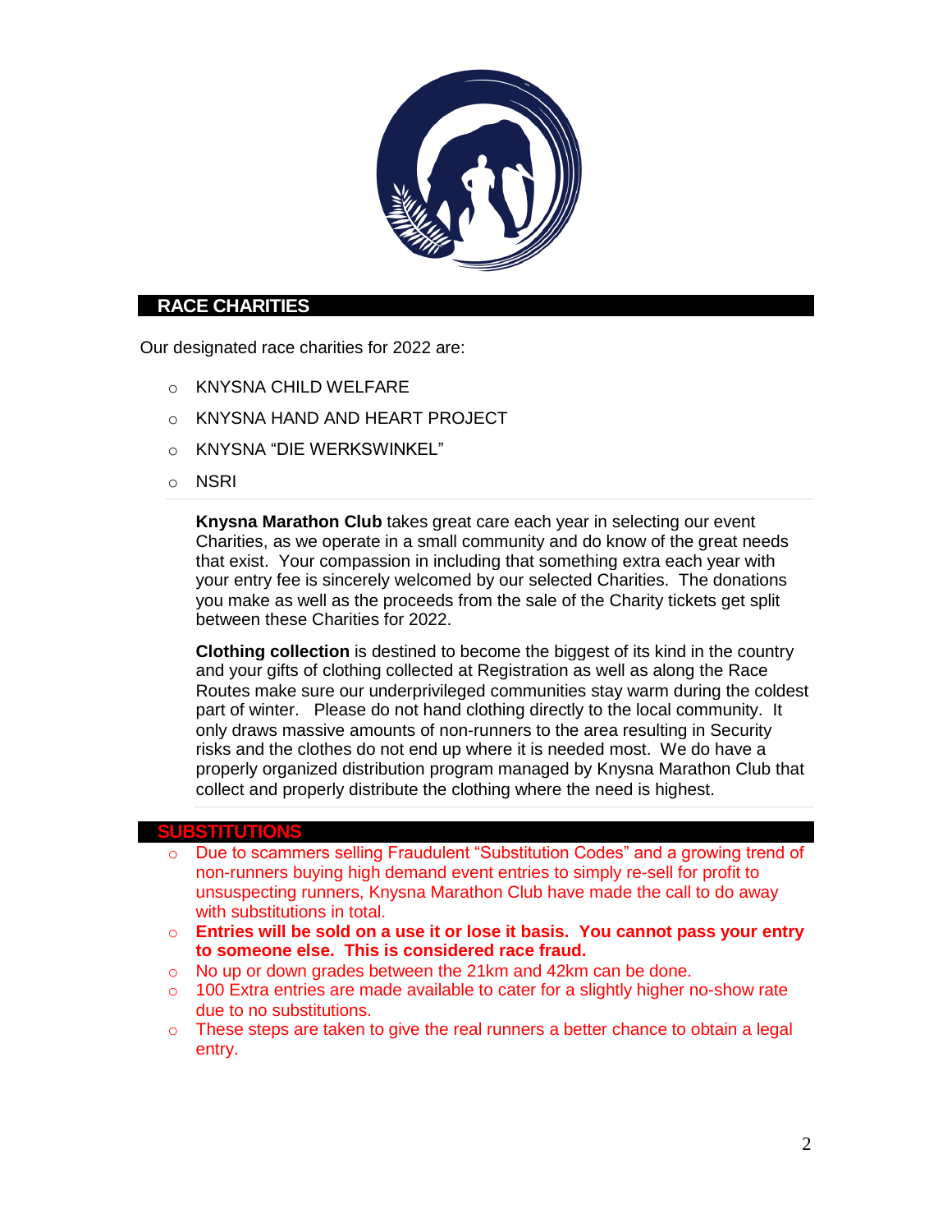## RACE CHARITIES

Our designated race charities for 2022 are:

- KNYSNA CHILD WELFARE
- KNYSNA HAND AND HEART PROJECT
- KNYSNA "DIE WERKSWINKEL"
- NSRI

**Knysna Marathon Club** takes great care each year in selecting our event Charities, as we operate in a small community and do know of the great needs that exist. Your compassion in including that something extra each year with your entry fee is sincerely welcomed by our selected Charities. The donations you make as well as the proceeds from the sale of the Charity tickets get split between these Charities for 2022.

**Clothing collection** is destined to become the biggest of its kind in the country and your gifts of clothing collected at Registration as well as along the Race Routes make sure our underprivileged communities stay warm during the coldest part of winter. Please do not hand clothing directly to the local community. It only draws massive amounts of non-runners to the area resulting in Security risks and the clothes do not end up where it is needed most. We do have a properly organized distribution program managed by Knysna Marathon Club that collect and properly distribute the clothing where the need is highest.

## SUBSTITUTIONS

- Due to scammers selling Fraudulent "Substitution Codes" and a growing trend of non-runners buying high demand event entries to simply re-sell for profit to unsuspecting runners, Knysna Marathon Club have made the call to do away with substitutions in total.
- **Entries will be sold on a use it or lose it basis. You cannot pass your entry to someone else. This is considered race fraud.**
- No up or down grades between the 21km and 42km can be done.
- 100 Extra entries are made available to cater for a slightly higher no-show rate due to no substitutions.
- These steps are taken to give the real runners a better chance to obtain a legal entry.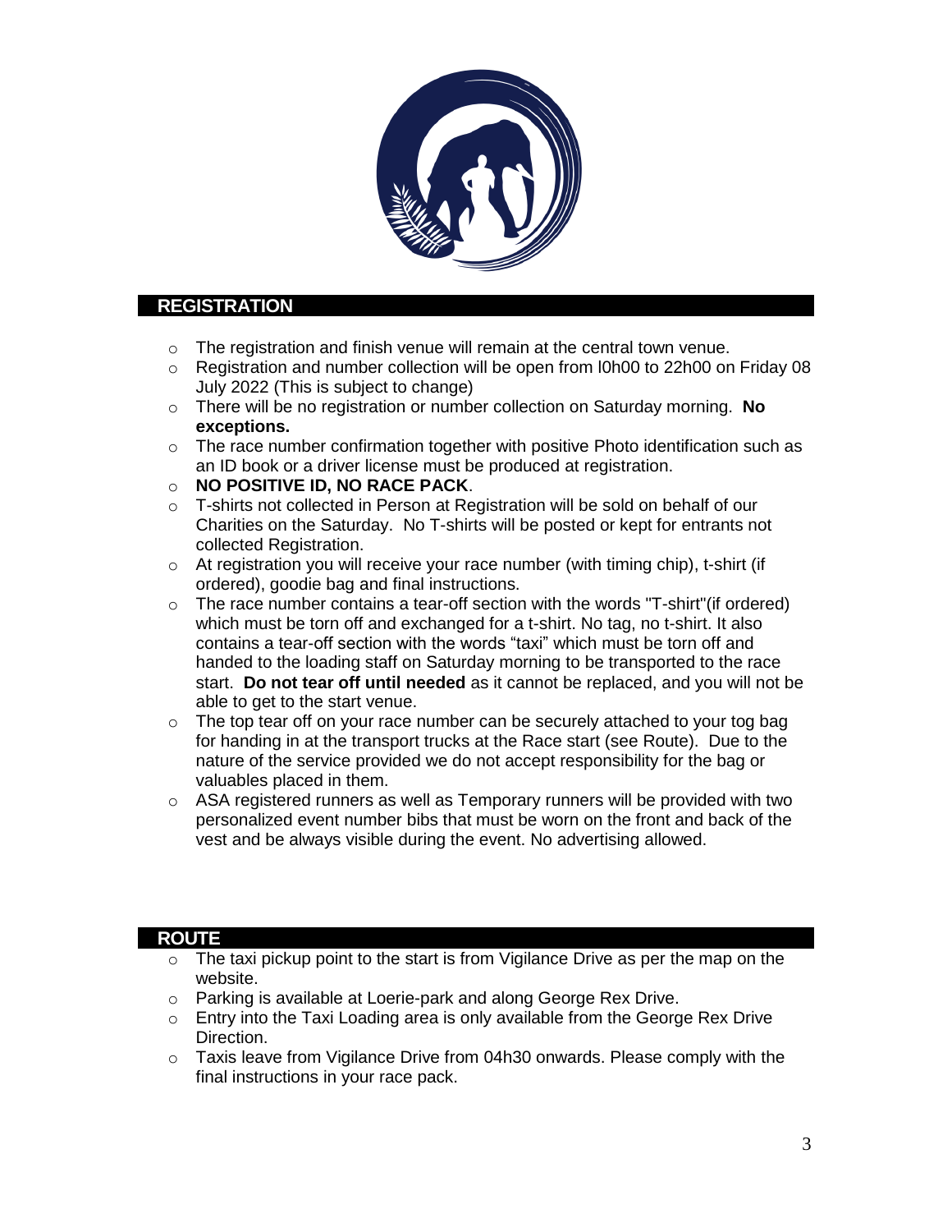## REGISTRATION

- The registration and finish venue will remain at the central town venue.
- Registration and number collection will be open from l0h00 to 22h00 on Friday 08 July 2022 (This is subject to change)
- There will be no registration or number collection on Saturday morning. **No exceptions.**
- The race number confirmation together with positive Photo identification such as an ID book or a driver license must be produced at registration.
- **NO POSITIVE ID, NO RACE PACK**.
- T-shirts not collected in Person at Registration will be sold on behalf of our Charities on the Saturday. No T-shirts will be posted or kept for entrants not collected Registration.
- At registration you will receive your race number (with timing chip), t-shirt (if ordered), goodie bag and final instructions.
- The race number contains a tear-off section with the words "T-shirt"(if ordered) which must be torn off and exchanged for a t-shirt. No tag, no t-shirt. It also contains a tear-off section with the words "taxi" which must be torn off and handed to the loading staff on Saturday morning to be transported to the race start. **Do not tear off until needed** as it cannot be replaced, and you will not be able to get to the start venue.
- The top tear off on your race number can be securely attached to your tog bag for handing in at the transport trucks at the Race start (see Route). Due to the nature of the service provided we do not accept responsibility for the bag or valuables placed in them.
- ASA registered runners as well as Temporary runners will be provided with two personalized event number bibs that must be worn on the front and back of the vest and be always visible during the event. No advertising allowed.

## ROUTE

- The taxi pickup point to the start is from Vigilance Drive as per the map on the website.
- Parking is available at Loerie-park and along George Rex Drive.
- Entry into the Taxi Loading area is only available from the George Rex Drive Direction.
- Taxis leave from Vigilance Drive from 04h30 onwards. Please comply with the final instructions in your race pack.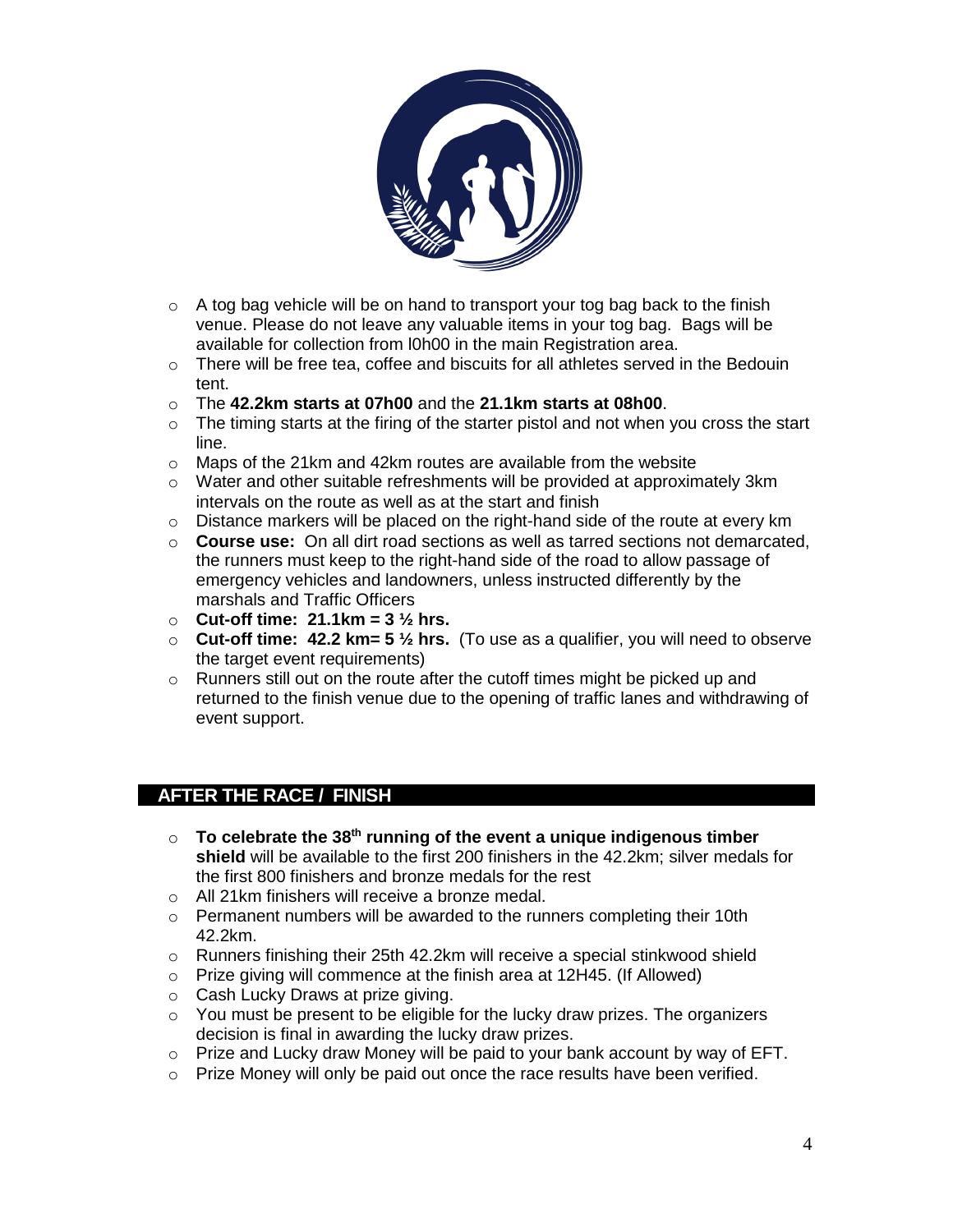- A tog bag vehicle will be on hand to transport your tog bag back to the finish venue. Please do not leave any valuable items in your tog bag. Bags will be available for collection from l0h00 in the main Registration area.
- There will be free tea, coffee and biscuits for all athletes served in the Bedouin tent.
- The **42.2km starts at 07h00** and the **21.1km starts at 08h00**.
- The timing starts at the firing of the starter pistol and not when you cross the start line.
- Maps of the 21km and 42km routes are available from the website
- Water and other suitable refreshments will be provided at approximately 3km intervals on the route as well as at the start and finish
- Distance markers will be placed on the right-hand side of the route at every km
- **Course use:** On all dirt road sections as well as tarred sections not demarcated, the runners must keep to the right-hand side of the road to allow passage of emergency vehicles and landowners, unless instructed differently by the marshals and Traffic Officers
- **Cut-off time: 21.1km = 3 ½ hrs.**
- **Cut-off time: 42.2 km= 5 ½ hrs.** (To use as a qualifier, you will need to observe the target event requirements)
- Runners still out on the route after the cutoff times might be picked up and returned to the finish venue due to the opening of traffic lanes and withdrawing of event support.

## AFTER THE RACE / FINISH

- **To celebrate the 38th running of the event a unique indigenous timber shield** will be available to the first 200 finishers in the 42.2km; silver medals for the first 800 finishers and bronze medals for the rest
- All 21km finishers will receive a bronze medal.
- Permanent numbers will be awarded to the runners completing their 10th 42.2km.
- Runners finishing their 25th 42.2km will receive a special stinkwood shield
- Prize giving will commence at the finish area at 12H45. (If Allowed)
- Cash Lucky Draws at prize giving.
- You must be present to be eligible for the lucky draw prizes. The organizers decision is final in awarding the lucky draw prizes.
- Prize and Lucky draw Money will be paid to your bank account by way of EFT.
- Prize Money will only be paid out once the race results have been verified.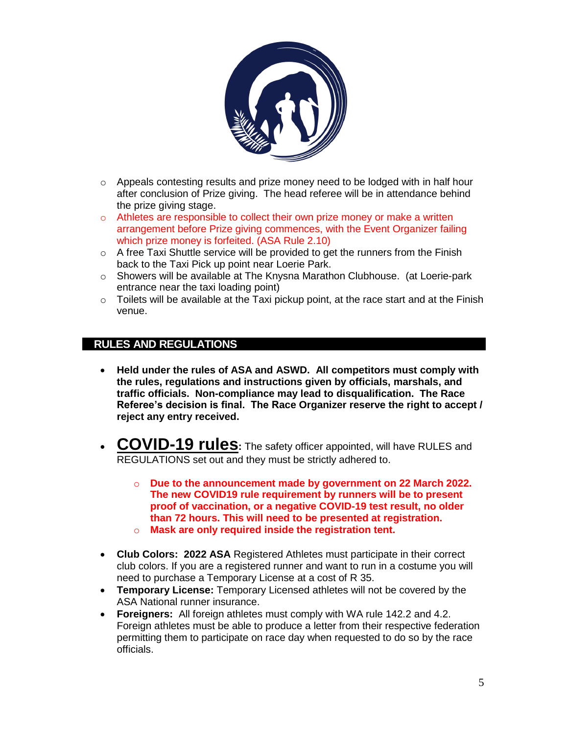- Appeals contesting results and prize money need to be lodged with in half hour after conclusion of Prize giving. The head referee will be in attendance behind the prize giving stage.
- Athletes are responsible to collect their own prize money or make a written arrangement before Prize giving commences, with the Event Organizer failing which prize money is forfeited. (ASA Rule 2.10)
- A free Taxi Shuttle service will be provided to get the runners from the Finish back to the Taxi Pick up point near Loerie Park.
- Showers will be available at The Knysna Marathon Clubhouse. (at Loerie-park entrance near the taxi loading point)
- Toilets will be available at the Taxi pickup point, at the race start and at the Finish venue.

## RULES AND REGULATIONS

- **Held under the rules of ASA and ASWD. All competitors must comply with the rules, regulations and instructions given by officials, marshals, and traffic officials. Non-compliance may lead to disqualification. The Race Referee's decision is final. The Race Organizer reserve the right to accept / reject any entry received.**

- **COVID-19 rules:** The safety officer appointed, will have RULES and REGULATIONS set out and they must be strictly adhered to.

  - **Due to the announcement made by government on 22 March 2022. The new COVID19 rule requirement by runners will be to present proof of vaccination, or a negative COVID-19 test result, no older than 72 hours. This will need to be presented at registration.**
  - **Mask are only required inside the registration tent.**

- **Club Colors: 2022 ASA** Registered Athletes must participate in their correct club colors. If you are a registered runner and want to run in a costume you will need to purchase a Temporary License at a cost of R 35.
- **Temporary License:** Temporary Licensed athletes will not be covered by the ASA National runner insurance.
- **Foreigners:** All foreign athletes must comply with WA rule 142.2 and 4.2. Foreign athletes must be able to produce a letter from their respective federation permitting them to participate on race day when requested to do so by the race officials.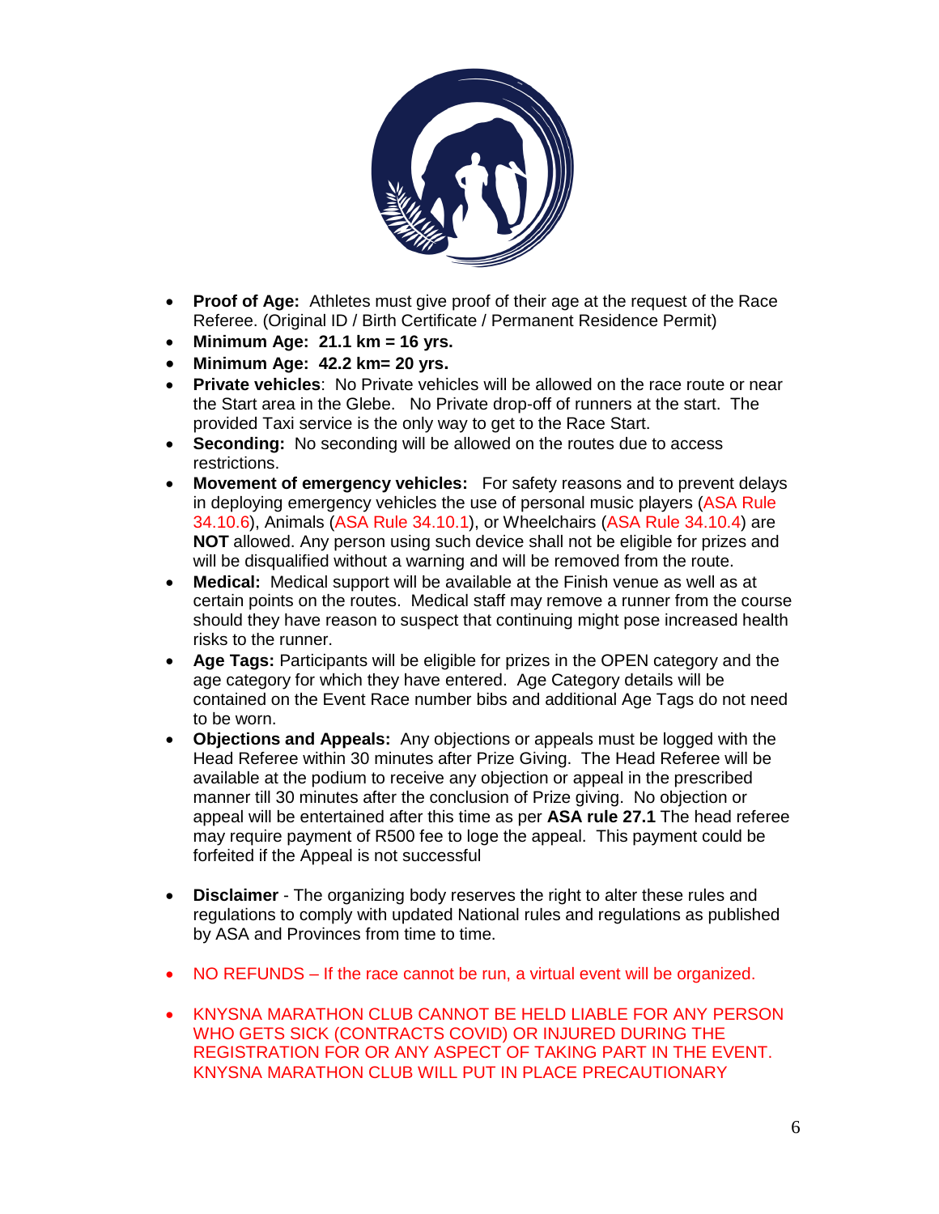- **Proof of Age:** Athletes must give proof of their age at the request of the Race Referee. (Original ID / Birth Certificate / Permanent Residence Permit)
- **Minimum Age: 21.1 km = 16 yrs.**
- **Minimum Age: 42.2 km= 20 yrs.**
- **Private vehicles**: No Private vehicles will be allowed on the race route or near the Start area in the Glebe. No Private drop-off of runners at the start. The provided Taxi service is the only way to get to the Race Start.
- **Seconding:** No seconding will be allowed on the routes due to access restrictions.
- **Movement of emergency vehicles:** For safety reasons and to prevent delays in deploying emergency vehicles the use of personal music players (ASA Rule 34.10.6), Animals (ASA Rule 34.10.1), or Wheelchairs (ASA Rule 34.10.4) are **NOT** allowed. Any person using such device shall not be eligible for prizes and will be disqualified without a warning and will be removed from the route.
- **Medical:** Medical support will be available at the Finish venue as well as at certain points on the routes. Medical staff may remove a runner from the course should they have reason to suspect that continuing might pose increased health risks to the runner.
- **Age Tags:** Participants will be eligible for prizes in the OPEN category and the age category for which they have entered. Age Category details will be contained on the Event Race number bibs and additional Age Tags do not need to be worn.
- **Objections and Appeals:** Any objections or appeals must be logged with the Head Referee within 30 minutes after Prize Giving. The Head Referee will be available at the podium to receive any objection or appeal in the prescribed manner till 30 minutes after the conclusion of Prize giving. No objection or appeal will be entertained after this time as per **ASA rule 27.1** The head referee may require payment of R500 fee to loge the appeal. This payment could be forfeited if the Appeal is not successful

- **Disclaimer** - The organizing body reserves the right to alter these rules and regulations to comply with updated National rules and regulations as published by ASA and Provinces from time to time.

- NO REFUNDS – If the race cannot be run, a virtual event will be organized.

- KNYSNA MARATHON CLUB CANNOT BE HELD LIABLE FOR ANY PERSON WHO GETS SICK (CONTRACTS COVID) OR INJURED DURING THE REGISTRATION FOR OR ANY ASPECT OF TAKING PART IN THE EVENT. KNYSNA MARATHON CLUB WILL PUT IN PLACE PRECAUTIONARY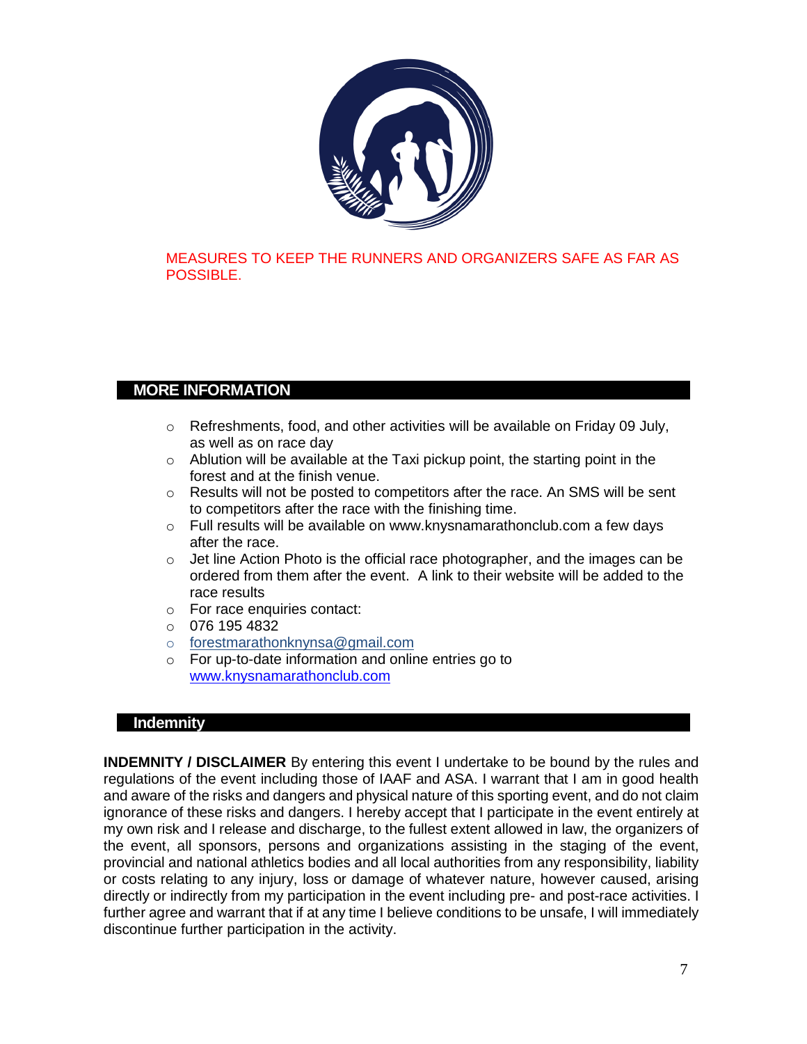MEASURES TO KEEP THE RUNNERS AND ORGANIZERS SAFE AS FAR AS POSSIBLE.

## MORE INFORMATION

- Refreshments, food, and other activities will be available on Friday 09 July, as well as on race day
- Ablution will be available at the Taxi pickup point, the starting point in the forest and at the finish venue.
- Results will not be posted to competitors after the race. An SMS will be sent to competitors after the race with the finishing time.
- Full results will be available on www.knysnamarathonclub.com a few days after the race.
- Jet line Action Photo is the official race photographer, and the images can be ordered from them after the event. A link to their website will be added to the race results
- For race enquiries contact:
- 076 195 4832
- forestmarathonknynsa@gmail.com
- For up-to-date information and online entries go to www.knysnamarathonclub.com

## Indemnity

**INDEMNITY / DISCLAIMER** By entering this event I undertake to be bound by the rules and regulations of the event including those of IAAF and ASA. I warrant that I am in good health and aware of the risks and dangers and physical nature of this sporting event, and do not claim ignorance of these risks and dangers. I hereby accept that I participate in the event entirely at my own risk and I release and discharge, to the fullest extent allowed in law, the organizers of the event, all sponsors, persons and organizations assisting in the staging of the event, provincial and national athletics bodies and all local authorities from any responsibility, liability or costs relating to any injury, loss or damage of whatever nature, however caused, arising directly or indirectly from my participation in the event including pre- and post-race activities. I further agree and warrant that if at any time I believe conditions to be unsafe, I will immediately discontinue further participation in the activity.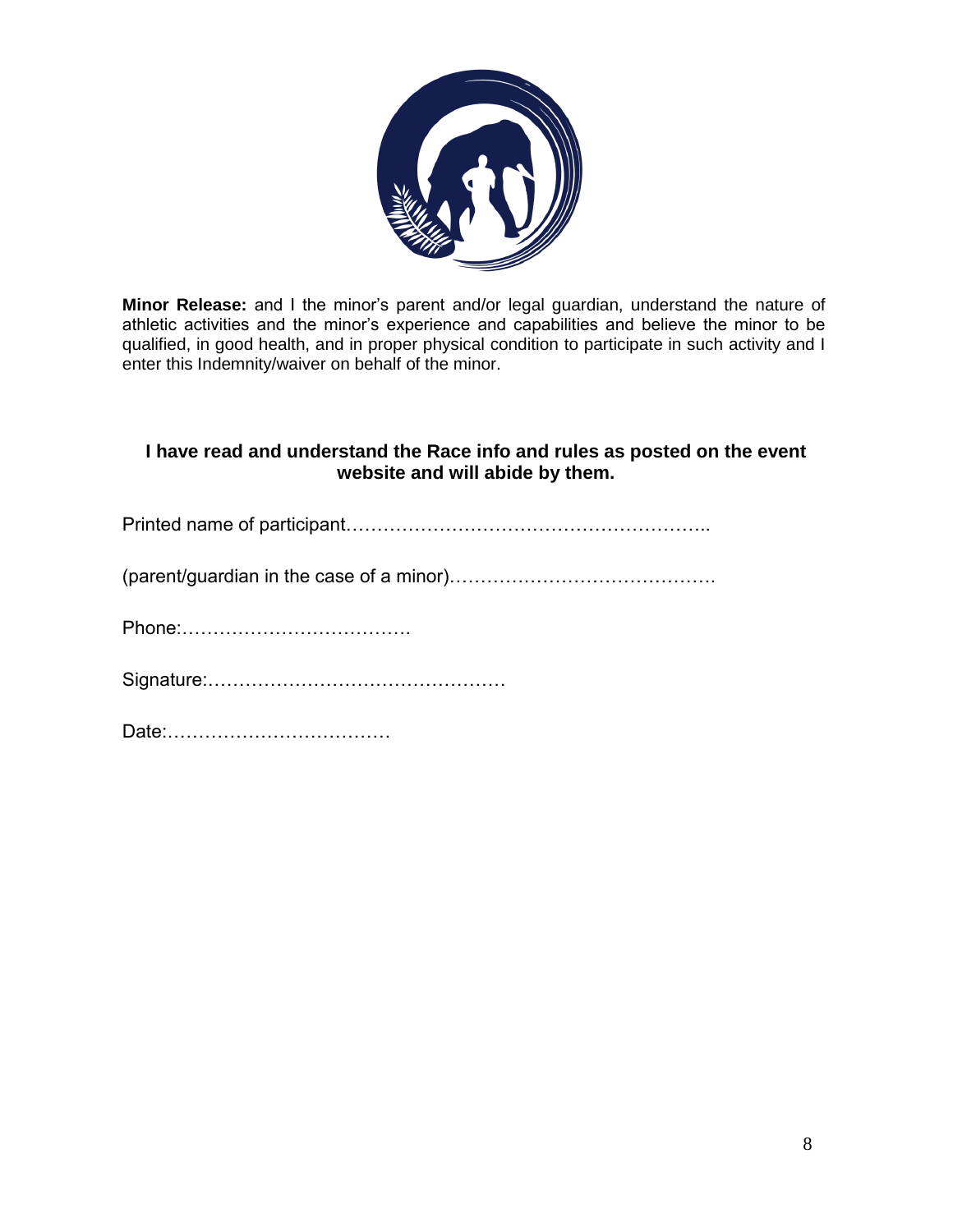**Minor Release:** and I the minor's parent and/or legal guardian, understand the nature of athletic activities and the minor's experience and capabilities and believe the minor to be qualified, in good health, and in proper physical condition to participate in such activity and I enter this Indemnity/waiver on behalf of the minor.

**I have read and understand the Race info and rules as posted on the event website and will abide by them.**

Printed name of participant…………………………………………………..

(parent/guardian in the case of a minor)…………………………………….

Phone:……………………………….

Signature:…………………………………………

Date:………………………………